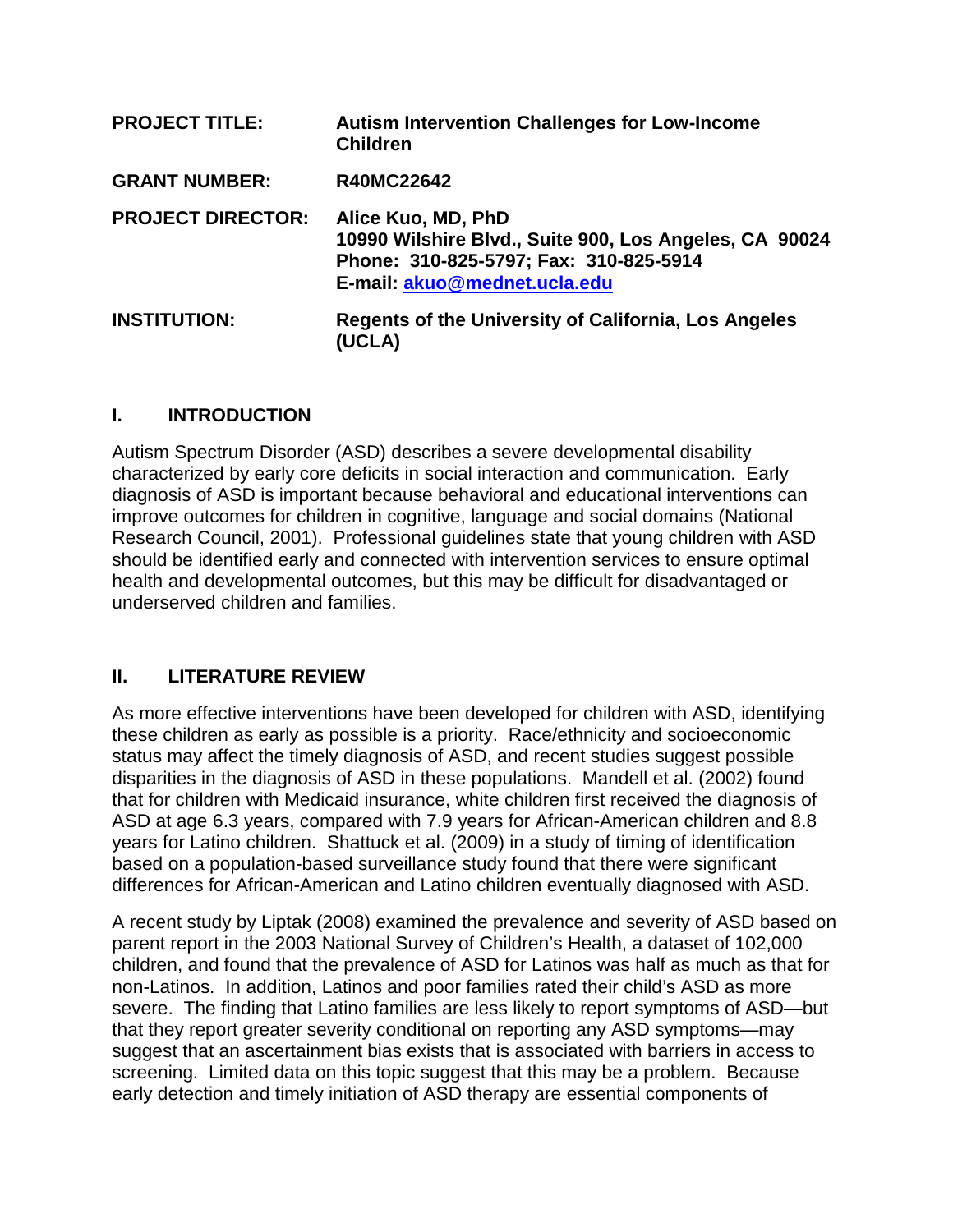**PROJECT TITLE:** **Autism Intervention Challenges for Low-Income Children**

**GRANT NUMBER:** **R40MC22642**

**PROJECT DIRECTOR:** **Alice Kuo, MD, PhD**
**10990 Wilshire Blvd., Suite 900, Los Angeles, CA 90024**
**Phone: 310-825-5797; Fax: 310-825-5914**
**E-mail: akuo@mednet.ucla.edu**

**INSTITUTION:** **Regents of the University of California, Los Angeles (UCLA)**

## I. INTRODUCTION

Autism Spectrum Disorder (ASD) describes a severe developmental disability characterized by early core deficits in social interaction and communication. Early diagnosis of ASD is important because behavioral and educational interventions can improve outcomes for children in cognitive, language and social domains (National Research Council, 2001). Professional guidelines state that young children with ASD should be identified early and connected with intervention services to ensure optimal health and developmental outcomes, but this may be difficult for disadvantaged or underserved children and families.

## II. LITERATURE REVIEW

As more effective interventions have been developed for children with ASD, identifying these children as early as possible is a priority. Race/ethnicity and socioeconomic status may affect the timely diagnosis of ASD, and recent studies suggest possible disparities in the diagnosis of ASD in these populations. Mandell et al. (2002) found that for children with Medicaid insurance, white children first received the diagnosis of ASD at age 6.3 years, compared with 7.9 years for African-American children and 8.8 years for Latino children. Shattuck et al. (2009) in a study of timing of identification based on a population-based surveillance study found that there were significant differences for African-American and Latino children eventually diagnosed with ASD.

A recent study by Liptak (2008) examined the prevalence and severity of ASD based on parent report in the 2003 National Survey of Children's Health, a dataset of 102,000 children, and found that the prevalence of ASD for Latinos was half as much as that for non-Latinos. In addition, Latinos and poor families rated their child's ASD as more severe. The finding that Latino families are less likely to report symptoms of ASD—but that they report greater severity conditional on reporting any ASD symptoms—may suggest that an ascertainment bias exists that is associated with barriers in access to screening. Limited data on this topic suggest that this may be a problem. Because early detection and timely initiation of ASD therapy are essential components of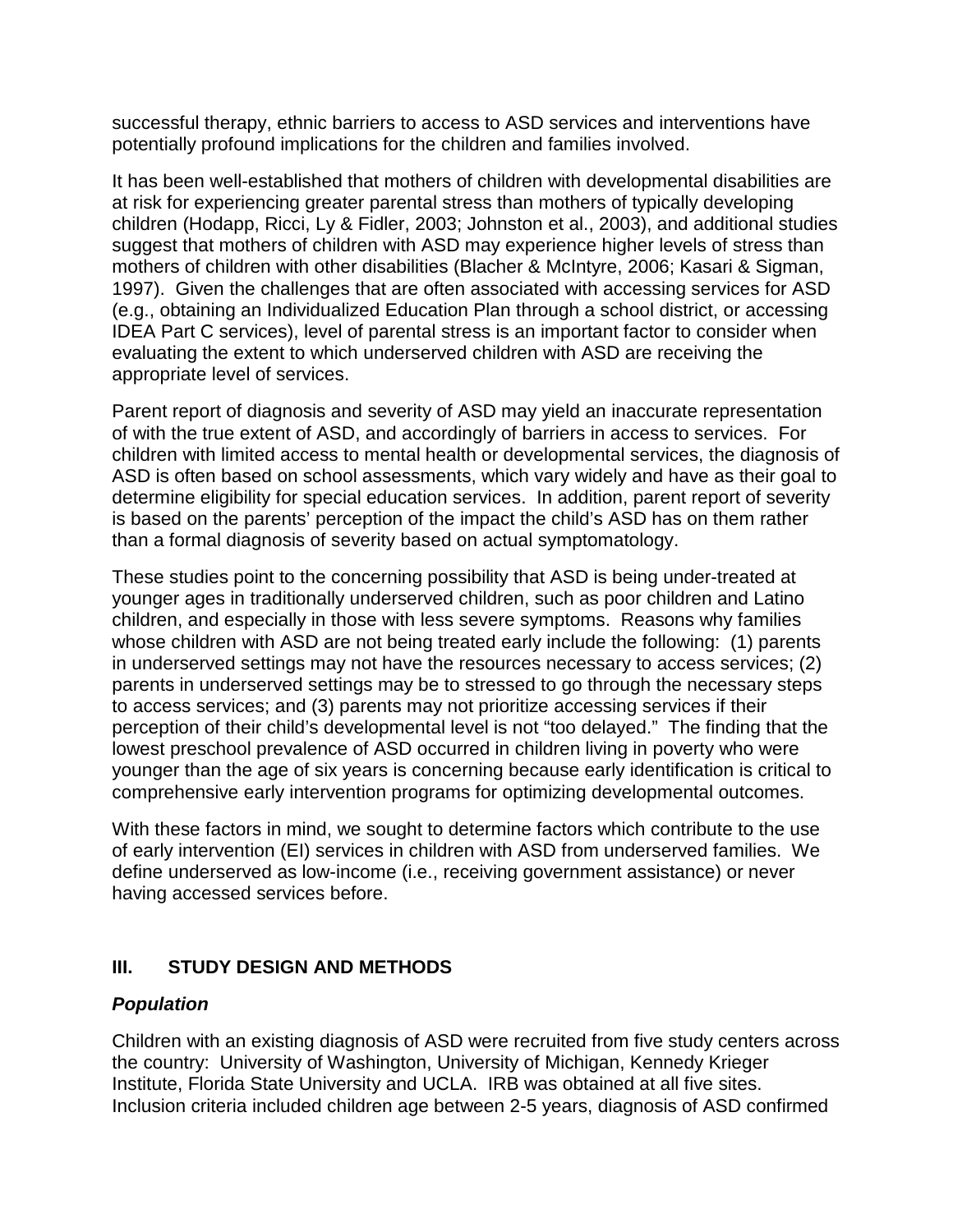successful therapy, ethnic barriers to access to ASD services and interventions have potentially profound implications for the children and families involved.

It has been well-established that mothers of children with developmental disabilities are at risk for experiencing greater parental stress than mothers of typically developing children (Hodapp, Ricci, Ly & Fidler, 2003; Johnston et al., 2003), and additional studies suggest that mothers of children with ASD may experience higher levels of stress than mothers of children with other disabilities (Blacher & McIntyre, 2006; Kasari & Sigman, 1997). Given the challenges that are often associated with accessing services for ASD (e.g., obtaining an Individualized Education Plan through a school district, or accessing IDEA Part C services), level of parental stress is an important factor to consider when evaluating the extent to which underserved children with ASD are receiving the appropriate level of services.

Parent report of diagnosis and severity of ASD may yield an inaccurate representation of with the true extent of ASD, and accordingly of barriers in access to services. For children with limited access to mental health or developmental services, the diagnosis of ASD is often based on school assessments, which vary widely and have as their goal to determine eligibility for special education services. In addition, parent report of severity is based on the parents' perception of the impact the child's ASD has on them rather than a formal diagnosis of severity based on actual symptomatology.

These studies point to the concerning possibility that ASD is being under-treated at younger ages in traditionally underserved children, such as poor children and Latino children, and especially in those with less severe symptoms. Reasons why families whose children with ASD are not being treated early include the following: (1) parents in underserved settings may not have the resources necessary to access services; (2) parents in underserved settings may be to stressed to go through the necessary steps to access services; and (3) parents may not prioritize accessing services if their perception of their child's developmental level is not "too delayed." The finding that the lowest preschool prevalence of ASD occurred in children living in poverty who were younger than the age of six years is concerning because early identification is critical to comprehensive early intervention programs for optimizing developmental outcomes.

With these factors in mind, we sought to determine factors which contribute to the use of early intervention (EI) services in children with ASD from underserved families. We define underserved as low-income (i.e., receiving government assistance) or never having accessed services before.

## III. STUDY DESIGN AND METHODS

### *Population*

Children with an existing diagnosis of ASD were recruited from five study centers across the country: University of Washington, University of Michigan, Kennedy Krieger Institute, Florida State University and UCLA. IRB was obtained at all five sites. Inclusion criteria included children age between 2-5 years, diagnosis of ASD confirmed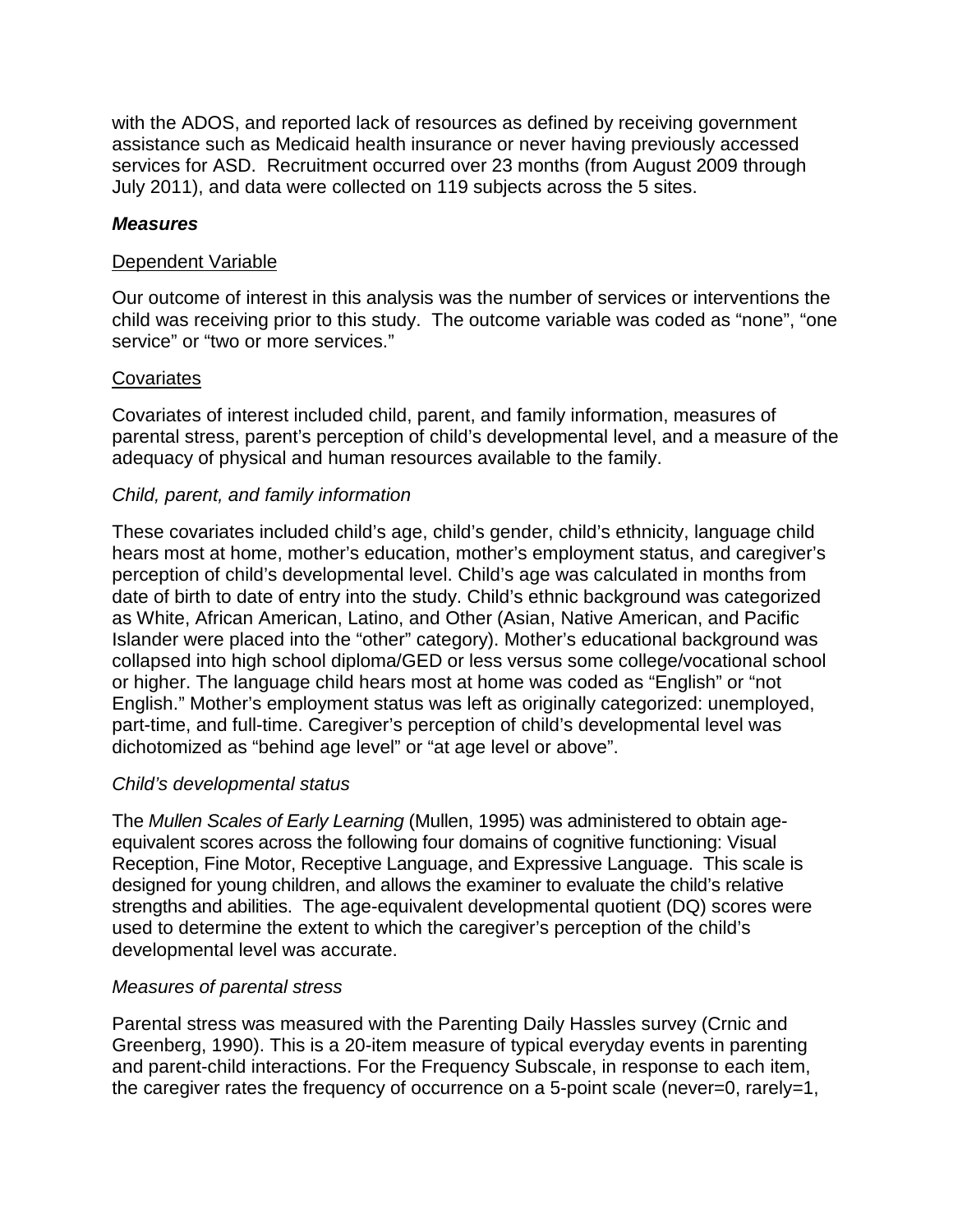with the ADOS, and reported lack of resources as defined by receiving government assistance such as Medicaid health insurance or never having previously accessed services for ASD. Recruitment occurred over 23 months (from August 2009 through July 2011), and data were collected on 119 subjects across the 5 sites.

### ***Measures***

#### Dependent Variable

Our outcome of interest in this analysis was the number of services or interventions the child was receiving prior to this study. The outcome variable was coded as "none", "one service" or "two or more services."

#### Covariates

Covariates of interest included child, parent, and family information, measures of parental stress, parent's perception of child's developmental level, and a measure of the adequacy of physical and human resources available to the family.

*Child, parent, and family information*

These covariates included child's age, child's gender, child's ethnicity, language child hears most at home, mother's education, mother's employment status, and caregiver's perception of child's developmental level. Child's age was calculated in months from date of birth to date of entry into the study. Child's ethnic background was categorized as White, African American, Latino, and Other (Asian, Native American, and Pacific Islander were placed into the "other" category). Mother's educational background was collapsed into high school diploma/GED or less versus some college/vocational school or higher. The language child hears most at home was coded as "English" or "not English." Mother's employment status was left as originally categorized: unemployed, part-time, and full-time. Caregiver's perception of child's developmental level was dichotomized as "behind age level" or "at age level or above".

*Child's developmental status*

The *Mullen Scales of Early Learning* (Mullen, 1995) was administered to obtain age-equivalent scores across the following four domains of cognitive functioning: Visual Reception, Fine Motor, Receptive Language, and Expressive Language. This scale is designed for young children, and allows the examiner to evaluate the child's relative strengths and abilities. The age-equivalent developmental quotient (DQ) scores were used to determine the extent to which the caregiver's perception of the child's developmental level was accurate.

*Measures of parental stress*

Parental stress was measured with the Parenting Daily Hassles survey (Crnic and Greenberg, 1990). This is a 20-item measure of typical everyday events in parenting and parent-child interactions. For the Frequency Subscale, in response to each item, the caregiver rates the frequency of occurrence on a 5-point scale (never=0, rarely=1,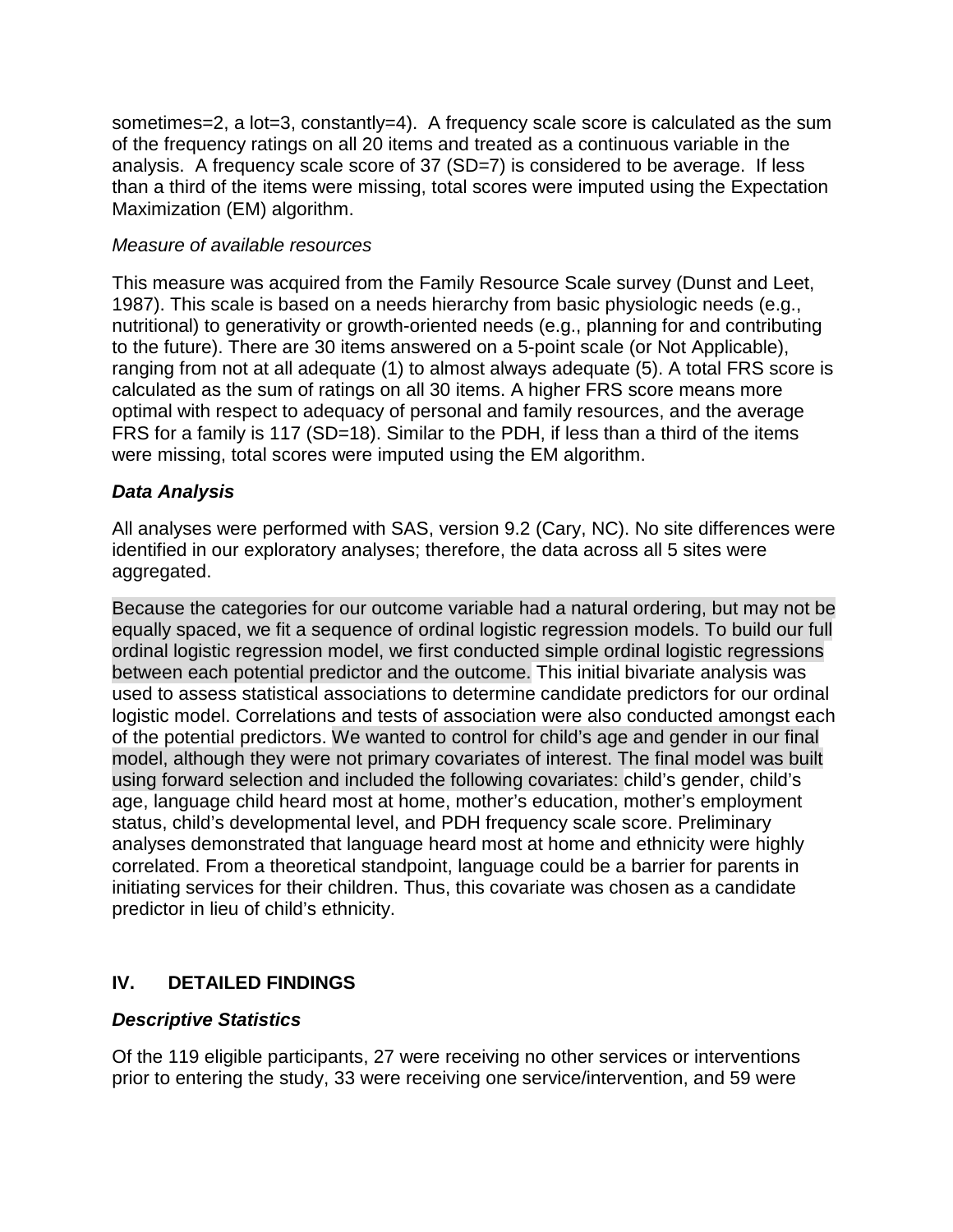sometimes=2, a lot=3, constantly=4). A frequency scale score is calculated as the sum of the frequency ratings on all 20 items and treated as a continuous variable in the analysis. A frequency scale score of 37 (SD=7) is considered to be average. If less than a third of the items were missing, total scores were imputed using the Expectation Maximization (EM) algorithm.

*Measure of available resources*

This measure was acquired from the Family Resource Scale survey (Dunst and Leet, 1987). This scale is based on a needs hierarchy from basic physiologic needs (e.g., nutritional) to generativity or growth-oriented needs (e.g., planning for and contributing to the future). There are 30 items answered on a 5-point scale (or Not Applicable), ranging from not at all adequate (1) to almost always adequate (5). A total FRS score is calculated as the sum of ratings on all 30 items. A higher FRS score means more optimal with respect to adequacy of personal and family resources, and the average FRS for a family is 117 (SD=18). Similar to the PDH, if less than a third of the items were missing, total scores were imputed using the EM algorithm.

### *Data Analysis*

All analyses were performed with SAS, version 9.2 (Cary, NC). No site differences were identified in our exploratory analyses; therefore, the data across all 5 sites were aggregated.

Because the categories for our outcome variable had a natural ordering, but may not be equally spaced, we fit a sequence of ordinal logistic regression models. To build our full ordinal logistic regression model, we first conducted simple ordinal logistic regressions between each potential predictor and the outcome. This initial bivariate analysis was used to assess statistical associations to determine candidate predictors for our ordinal logistic model. Correlations and tests of association were also conducted amongst each of the potential predictors. We wanted to control for child's age and gender in our final model, although they were not primary covariates of interest. The final model was built using forward selection and included the following covariates: child's gender, child's age, language child heard most at home, mother's education, mother's employment status, child's developmental level, and PDH frequency scale score. Preliminary analyses demonstrated that language heard most at home and ethnicity were highly correlated. From a theoretical standpoint, language could be a barrier for parents in initiating services for their children. Thus, this covariate was chosen as a candidate predictor in lieu of child's ethnicity.

## IV. DETAILED FINDINGS

### *Descriptive Statistics*

Of the 119 eligible participants, 27 were receiving no other services or interventions prior to entering the study, 33 were receiving one service/intervention, and 59 were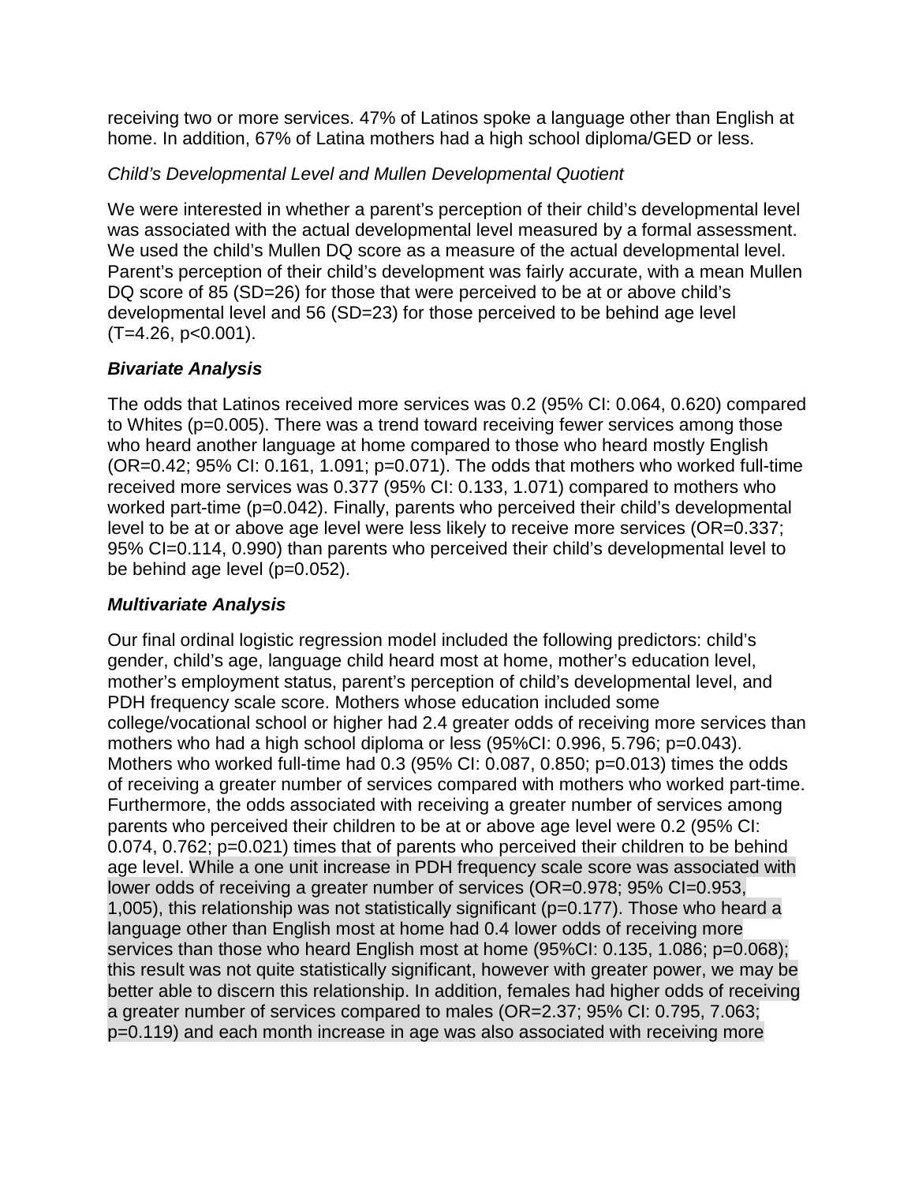receiving two or more services. 47% of Latinos spoke a language other than English at home. In addition, 67% of Latina mothers had a high school diploma/GED or less.

*Child's Developmental Level and Mullen Developmental Quotient*

We were interested in whether a parent's perception of their child's developmental level was associated with the actual developmental level measured by a formal assessment. We used the child's Mullen DQ score as a measure of the actual developmental level. Parent's perception of their child's development was fairly accurate, with a mean Mullen DQ score of 85 (SD=26) for those that were perceived to be at or above child's developmental level and 56 (SD=23) for those perceived to be behind age level ($T=4.26$, $p<0.001$).

### ***Bivariate Analysis***

The odds that Latinos received more services was 0.2 (95% CI: 0.064, 0.620) compared to Whites ($p=0.005$). There was a trend toward receiving fewer services among those who heard another language at home compared to those who heard mostly English (OR=0.42; 95% CI: 0.161, 1.091; $p=0.071$). The odds that mothers who worked full-time received more services was 0.377 (95% CI: 0.133, 1.071) compared to mothers who worked part-time ($p=0.042$). Finally, parents who perceived their child's developmental level to be at or above age level were less likely to receive more services (OR=0.337; 95% CI=0.114, 0.990) than parents who perceived their child's developmental level to be behind age level ($p=0.052$).

### ***Multivariate Analysis***

Our final ordinal logistic regression model included the following predictors: child's gender, child's age, language child heard most at home, mother's education level, mother's employment status, parent's perception of child's developmental level, and PDH frequency scale score. Mothers whose education included some college/vocational school or higher had 2.4 greater odds of receiving more services than mothers who had a high school diploma or less (95%CI: 0.996, 5.796; $p=0.043$). Mothers who worked full-time had 0.3 (95% CI: 0.087, 0.850; $p=0.013$) times the odds of receiving a greater number of services compared with mothers who worked part-time. Furthermore, the odds associated with receiving a greater number of services among parents who perceived their children to be at or above age level were 0.2 (95% CI: 0.074, 0.762; $p=0.021$) times that of parents who perceived their children to be behind age level. While a one unit increase in PDH frequency scale score was associated with lower odds of receiving a greater number of services (OR=0.978; 95% CI=0.953, 1,005), this relationship was not statistically significant ($p=0.177$). Those who heard a language other than English most at home had 0.4 lower odds of receiving more services than those who heard English most at home (95%CI: 0.135, 1.086; $p=0.068$); this result was not quite statistically significant, however with greater power, we may be better able to discern this relationship. In addition, females had higher odds of receiving a greater number of services compared to males (OR=2.37; 95% CI: 0.795, 7.063; $p=0.119$) and each month increase in age was also associated with receiving more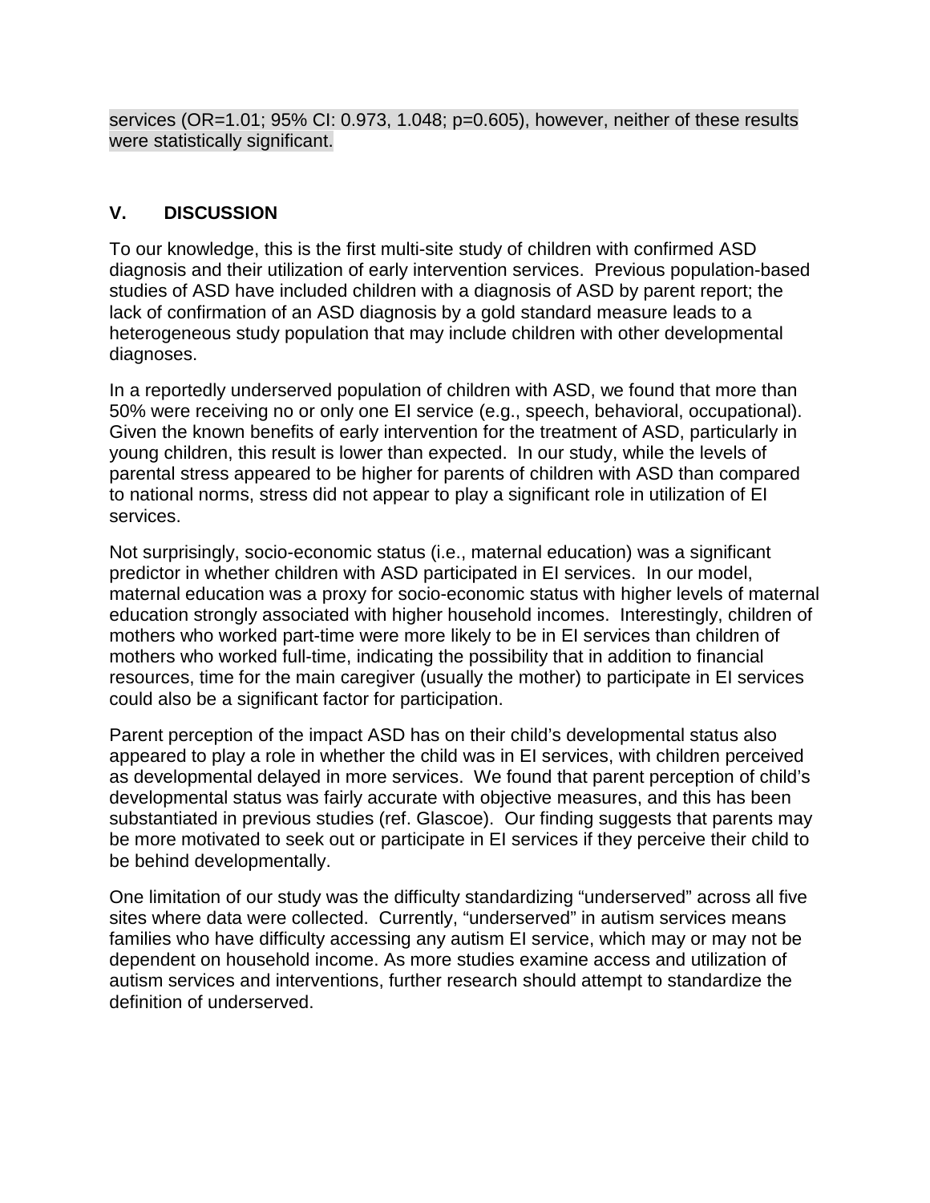services (OR=1.01; 95% CI: 0.973, 1.048; p=0.605), however, neither of these results were statistically significant.

## V. DISCUSSION

To our knowledge, this is the first multi-site study of children with confirmed ASD diagnosis and their utilization of early intervention services. Previous population-based studies of ASD have included children with a diagnosis of ASD by parent report; the lack of confirmation of an ASD diagnosis by a gold standard measure leads to a heterogeneous study population that may include children with other developmental diagnoses.

In a reportedly underserved population of children with ASD, we found that more than 50% were receiving no or only one EI service (e.g., speech, behavioral, occupational). Given the known benefits of early intervention for the treatment of ASD, particularly in young children, this result is lower than expected. In our study, while the levels of parental stress appeared to be higher for parents of children with ASD than compared to national norms, stress did not appear to play a significant role in utilization of EI services.

Not surprisingly, socio-economic status (i.e., maternal education) was a significant predictor in whether children with ASD participated in EI services. In our model, maternal education was a proxy for socio-economic status with higher levels of maternal education strongly associated with higher household incomes. Interestingly, children of mothers who worked part-time were more likely to be in EI services than children of mothers who worked full-time, indicating the possibility that in addition to financial resources, time for the main caregiver (usually the mother) to participate in EI services could also be a significant factor for participation.

Parent perception of the impact ASD has on their child's developmental status also appeared to play a role in whether the child was in EI services, with children perceived as developmental delayed in more services. We found that parent perception of child's developmental status was fairly accurate with objective measures, and this has been substantiated in previous studies (ref. Glascoe). Our finding suggests that parents may be more motivated to seek out or participate in EI services if they perceive their child to be behind developmentally.

One limitation of our study was the difficulty standardizing "underserved" across all five sites where data were collected. Currently, "underserved" in autism services means families who have difficulty accessing any autism EI service, which may or may not be dependent on household income. As more studies examine access and utilization of autism services and interventions, further research should attempt to standardize the definition of underserved.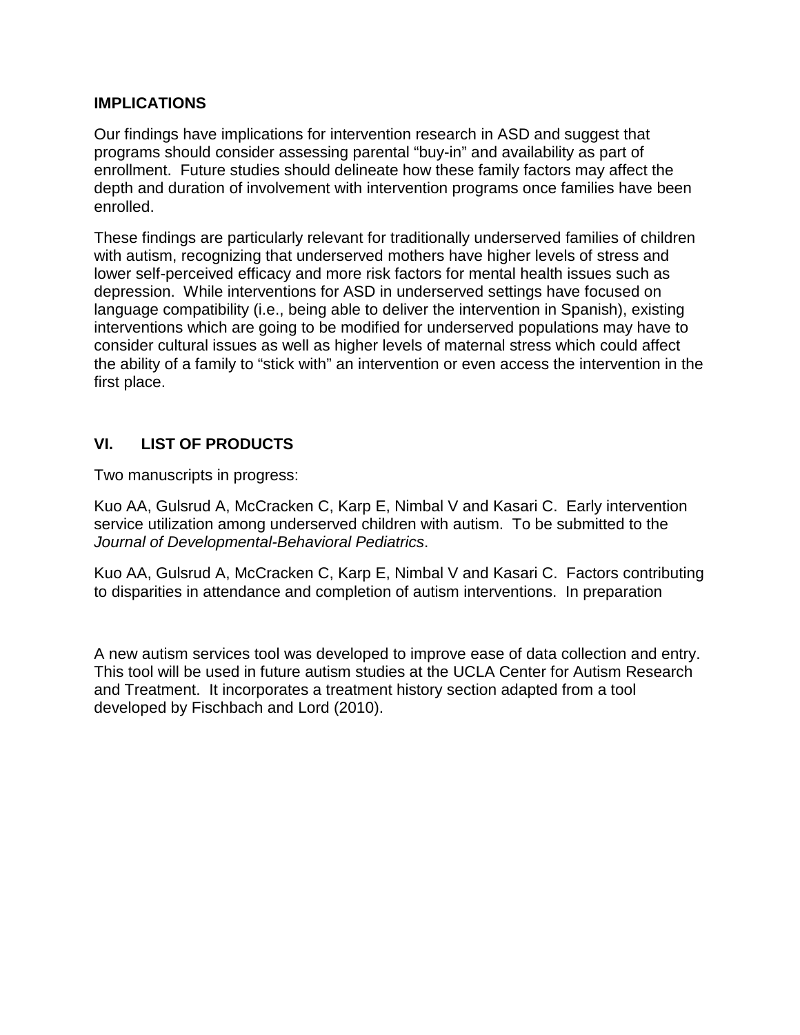## IMPLICATIONS

Our findings have implications for intervention research in ASD and suggest that programs should consider assessing parental “buy-in” and availability as part of enrollment. Future studies should delineate how these family factors may affect the depth and duration of involvement with intervention programs once families have been enrolled.

These findings are particularly relevant for traditionally underserved families of children with autism, recognizing that underserved mothers have higher levels of stress and lower self-perceived efficacy and more risk factors for mental health issues such as depression. While interventions for ASD in underserved settings have focused on language compatibility (i.e., being able to deliver the intervention in Spanish), existing interventions which are going to be modified for underserved populations may have to consider cultural issues as well as higher levels of maternal stress which could affect the ability of a family to “stick with” an intervention or even access the intervention in the first place.

## VI. LIST OF PRODUCTS

Two manuscripts in progress:

Kuo AA, Gulsrud A, McCracken C, Karp E, Nimbal V and Kasari C. Early intervention service utilization among underserved children with autism. To be submitted to the *Journal of Developmental-Behavioral Pediatrics*.

Kuo AA, Gulsrud A, McCracken C, Karp E, Nimbal V and Kasari C. Factors contributing to disparities in attendance and completion of autism interventions. In preparation

A new autism services tool was developed to improve ease of data collection and entry. This tool will be used in future autism studies at the UCLA Center for Autism Research and Treatment. It incorporates a treatment history section adapted from a tool developed by Fischbach and Lord (2010).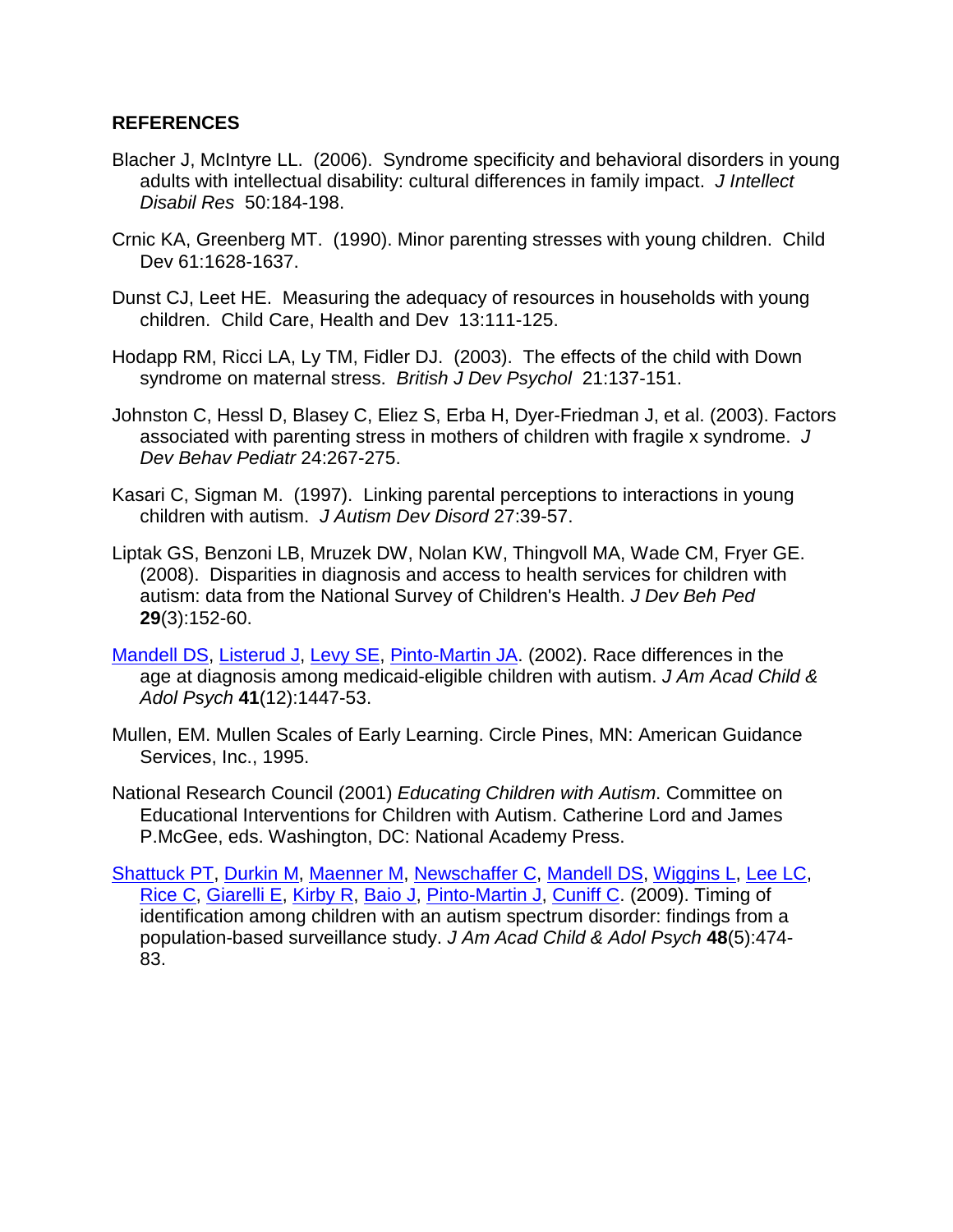## REFERENCES

Blacher J, McIntyre LL. (2006). Syndrome specificity and behavioral disorders in young adults with intellectual disability: cultural differences in family impact. *J Intellect Disabil Res* 50:184-198.

Crnic KA, Greenberg MT. (1990). Minor parenting stresses with young children. Child Dev 61:1628-1637.

Dunst CJ, Leet HE. Measuring the adequacy of resources in households with young children. Child Care, Health and Dev 13:111-125.

Hodapp RM, Ricci LA, Ly TM, Fidler DJ. (2003). The effects of the child with Down syndrome on maternal stress. *British J Dev Psychol* 21:137-151.

Johnston C, Hessl D, Blasey C, Eliez S, Erba H, Dyer-Friedman J, et al. (2003). Factors associated with parenting stress in mothers of children with fragile x syndrome. *J Dev Behav Pediatr* 24:267-275.

Kasari C, Sigman M. (1997). Linking parental perceptions to interactions in young children with autism. *J Autism Dev Disord* 27:39-57.

Liptak GS, Benzoni LB, Mruzek DW, Nolan KW, Thingvoll MA, Wade CM, Fryer GE. (2008). Disparities in diagnosis and access to health services for children with autism: data from the National Survey of Children's Health. *J Dev Beh Ped* **29**(3):152-60.

Mandell DS, Listerud J, Levy SE, Pinto-Martin JA. (2002). Race differences in the age at diagnosis among medicaid-eligible children with autism. *J Am Acad Child & Adol Psych* **41**(12):1447-53.

Mullen, EM. Mullen Scales of Early Learning. Circle Pines, MN: American Guidance Services, Inc., 1995.

National Research Council (2001) *Educating Children with Autism*. Committee on Educational Interventions for Children with Autism. Catherine Lord and James P.McGee, eds. Washington, DC: National Academy Press.

Shattuck PT, Durkin M, Maenner M, Newschaffer C, Mandell DS, Wiggins L, Lee LC, Rice C, Giarelli E, Kirby R, Baio J, Pinto-Martin J, Cuniff C. (2009). Timing of identification among children with an autism spectrum disorder: findings from a population-based surveillance study. *J Am Acad Child & Adol Psych* **48**(5):474-83.